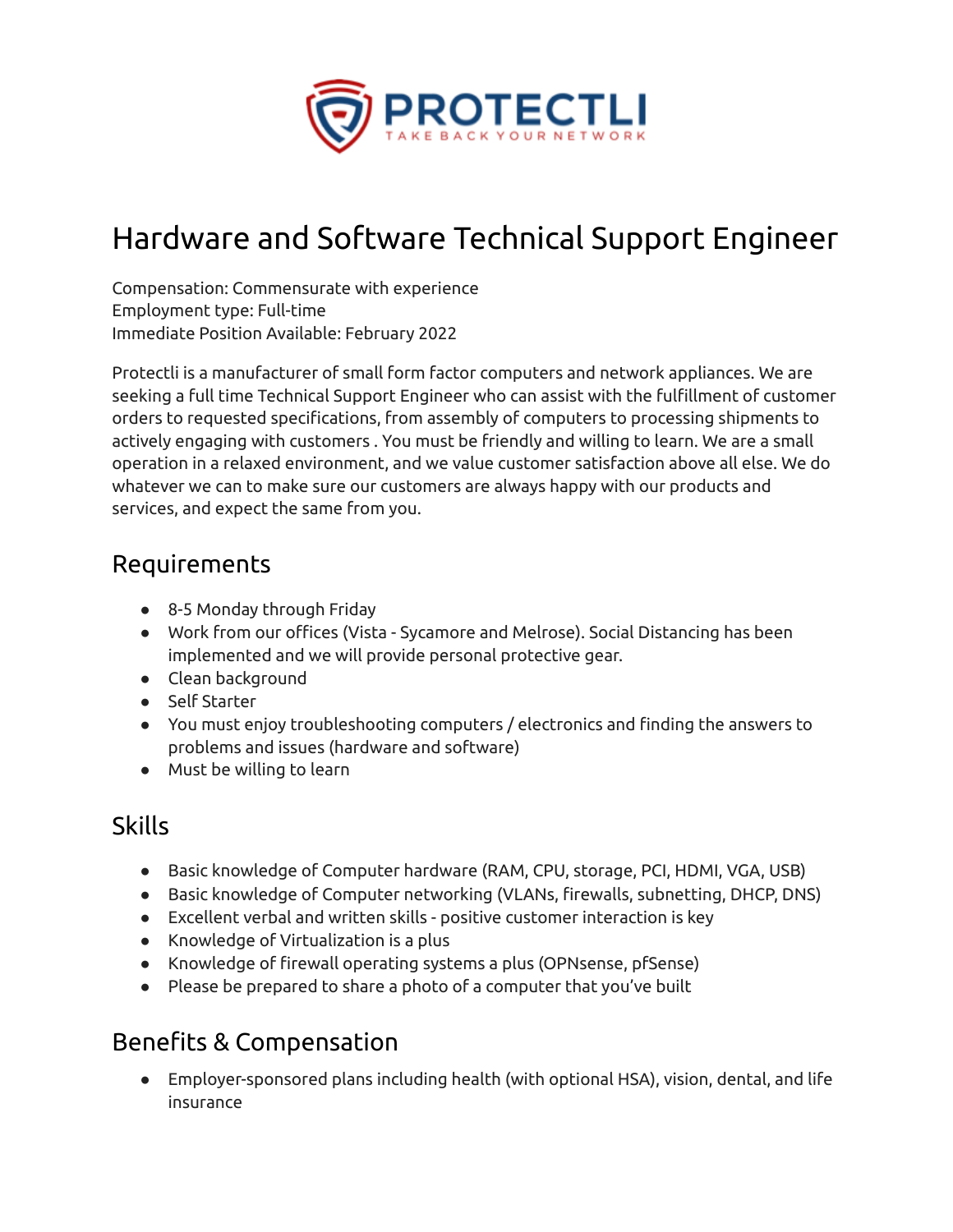# Hardware and Software Technical Support Engineer

Compensation: Commensurate with experience
Employment type: Full-time
Immediate Position Available: February 2022

Protectli is a manufacturer of small form factor computers and network appliances. We are seeking a full time Technical Support Engineer who can assist with the fulfillment of customer orders to requested specifications, from assembly of computers to processing shipments to actively engaging with customers . You must be friendly and willing to learn. We are a small operation in a relaxed environment, and we value customer satisfaction above all else. We do whatever we can to make sure our customers are always happy with our products and services, and expect the same from you.

## Requirements

- 8-5 Monday through Friday
- Work from our offices (Vista - Sycamore and Melrose). Social Distancing has been implemented and we will provide personal protective gear.
- Clean background
- Self Starter
- You must enjoy troubleshooting computers / electronics and finding the answers to problems and issues (hardware and software)
- Must be willing to learn

## Skills

- Basic knowledge of Computer hardware (RAM, CPU, storage, PCI, HDMI, VGA, USB)
- Basic knowledge of Computer networking (VLANs, firewalls, subnetting, DHCP, DNS)
- Excellent verbal and written skills - positive customer interaction is key
- Knowledge of Virtualization is a plus
- Knowledge of firewall operating systems a plus (OPNsense, pfSense)
- Please be prepared to share a photo of a computer that you've built

## Benefits & Compensation

- Employer-sponsored plans including health (with optional HSA), vision, dental, and life insurance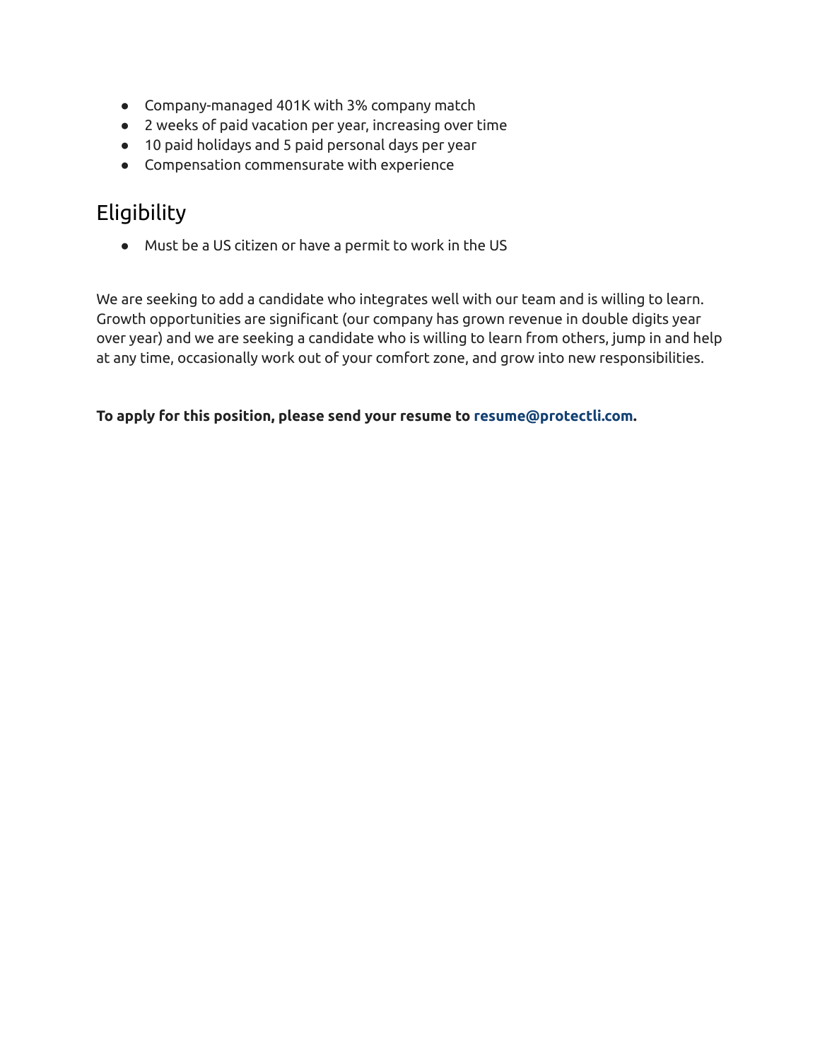- Company-managed 401K with 3% company match
- 2 weeks of paid vacation per year, increasing over time
- 10 paid holidays and 5 paid personal days per year
- Compensation commensurate with experience

## Eligibility

- Must be a US citizen or have a permit to work in the US

We are seeking to add a candidate who integrates well with our team and is willing to learn. Growth opportunities are significant (our company has grown revenue in double digits year over year) and we are seeking a candidate who is willing to learn from others, jump in and help at any time, occasionally work out of your comfort zone, and grow into new responsibilities.

**To apply for this position, please send your resume to resume@protectli.com.**